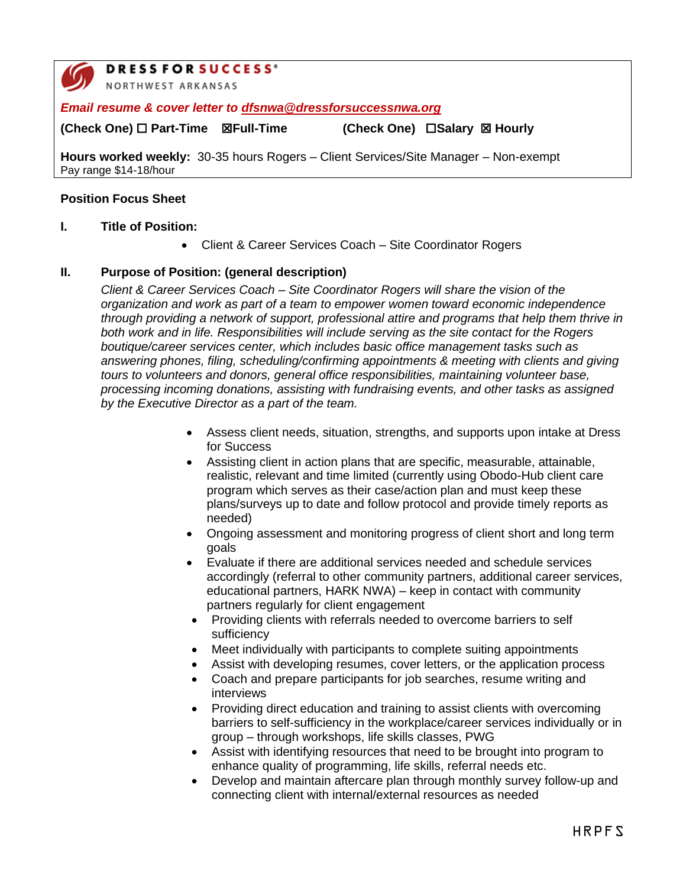**DRESS FOR SUCCESS®**
NORTHWEST ARKANSAS

***Email resume & cover letter to [dfsnwa@dressforsuccessnwa.org](mailto:dfsnwa@dressforsuccessnwa.org)***

**(Check One) ☐ Part-Time ☒Full-Time** **(Check One) ☐Salary ☒ Hourly**

**Hours worked weekly:** 30-35 hours Rogers – Client Services/Site Manager – Non-exempt
Pay range $14-18/hour

**Position Focus Sheet**

**I. Title of Position:**

- Client & Career Services Coach – Site Coordinator Rogers

**II. Purpose of Position: (general description)**

*Client & Career Services Coach – Site Coordinator Rogers will share the vision of the organization and work as part of a team to empower women toward economic independence through providing a network of support, professional attire and programs that help them thrive in both work and in life. Responsibilities will include serving as the site contact for the Rogers boutique/career services center, which includes basic office management tasks such as answering phones, filing, scheduling/confirming appointments & meeting with clients and giving tours to volunteers and donors, general office responsibilities, maintaining volunteer base, processing incoming donations, assisting with fundraising events, and other tasks as assigned by the Executive Director as a part of the team.*

- Assess client needs, situation, strengths, and supports upon intake at Dress for Success
- Assisting client in action plans that are specific, measurable, attainable, realistic, relevant and time limited (currently using Obodo-Hub client care program which serves as their case/action plan and must keep these plans/surveys up to date and follow protocol and provide timely reports as needed)
- Ongoing assessment and monitoring progress of client short and long term goals
- Evaluate if there are additional services needed and schedule services accordingly (referral to other community partners, additional career services, educational partners, HARK NWA) – keep in contact with community partners regularly for client engagement
- Providing clients with referrals needed to overcome barriers to self sufficiency
- Meet individually with participants to complete suiting appointments
- Assist with developing resumes, cover letters, or the application process
- Coach and prepare participants for job searches, resume writing and interviews
- Providing direct education and training to assist clients with overcoming barriers to self-sufficiency in the workplace/career services individually or in group – through workshops, life skills classes, PWG
- Assist with identifying resources that need to be brought into program to enhance quality of programming, life skills, referral needs etc.
- Develop and maintain aftercare plan through monthly survey follow-up and connecting client with internal/external resources as needed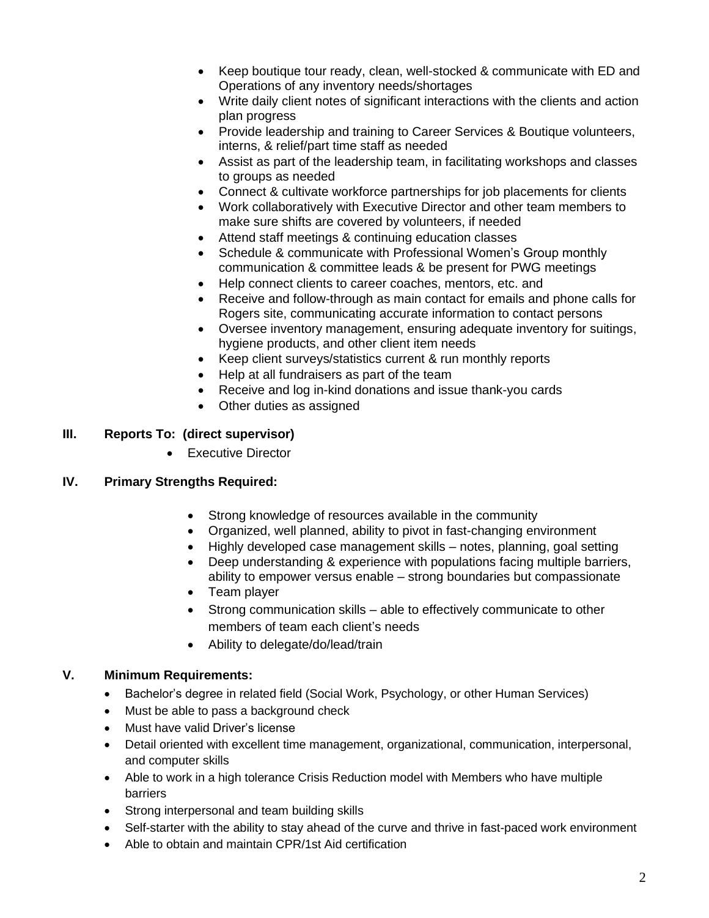- Keep boutique tour ready, clean, well-stocked & communicate with ED and Operations of any inventory needs/shortages
- Write daily client notes of significant interactions with the clients and action plan progress
- Provide leadership and training to Career Services & Boutique volunteers, interns, & relief/part time staff as needed
- Assist as part of the leadership team, in facilitating workshops and classes to groups as needed
- Connect & cultivate workforce partnerships for job placements for clients
- Work collaboratively with Executive Director and other team members to make sure shifts are covered by volunteers, if needed
- Attend staff meetings & continuing education classes
- Schedule & communicate with Professional Women's Group monthly communication & committee leads & be present for PWG meetings
- Help connect clients to career coaches, mentors, etc. and
- Receive and follow-through as main contact for emails and phone calls for Rogers site, communicating accurate information to contact persons
- Oversee inventory management, ensuring adequate inventory for suitings, hygiene products, and other client item needs
- Keep client surveys/statistics current & run monthly reports
- Help at all fundraisers as part of the team
- Receive and log in-kind donations and issue thank-you cards
- Other duties as assigned

## III. Reports To: (direct supervisor)

- Executive Director

## IV. Primary Strengths Required:

- Strong knowledge of resources available in the community
- Organized, well planned, ability to pivot in fast-changing environment
- Highly developed case management skills – notes, planning, goal setting
- Deep understanding & experience with populations facing multiple barriers, ability to empower versus enable – strong boundaries but compassionate
- Team player
- Strong communication skills – able to effectively communicate to other members of team each client's needs
- Ability to delegate/do/lead/train

## V. Minimum Requirements:

- Bachelor's degree in related field (Social Work, Psychology, or other Human Services)
- Must be able to pass a background check
- Must have valid Driver's license
- Detail oriented with excellent time management, organizational, communication, interpersonal, and computer skills
- Able to work in a high tolerance Crisis Reduction model with Members who have multiple barriers
- Strong interpersonal and team building skills
- Self-starter with the ability to stay ahead of the curve and thrive in fast-paced work environment
- Able to obtain and maintain CPR/1st Aid certification